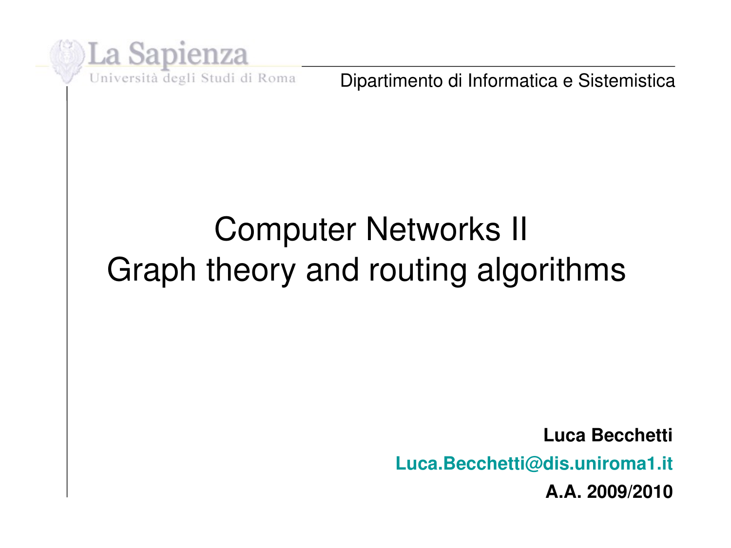La Sapienza

Università degli Studi di Roma

Dipartimento di Informatica e Sistemistica

# Computer Networks II
# Graph theory and routing algorithms

**Luca Becchetti**

**Luca.Becchetti@dis.uniroma1.it**

**A.A. 2009/2010**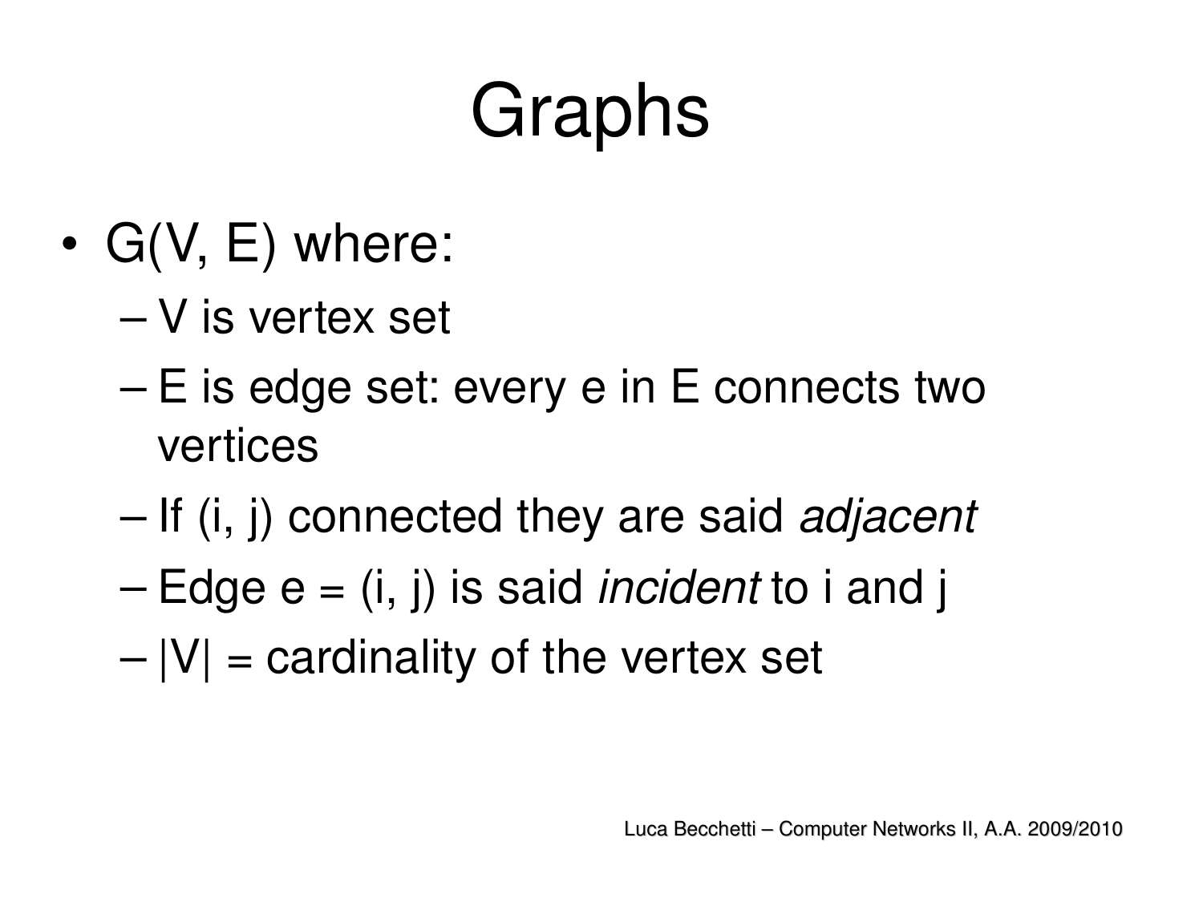# Graphs

- $G(V, E)$ where:
  - $V$ is vertex set
  - $E$ is edge set: every $e$ in $E$ connects two vertices
  - If $(i, j)$ connected they are said *adjacent*
  - Edge $e = (i, j)$ is said *incident* to $i$ and $j$
  - $|V|$ = cardinality of the vertex set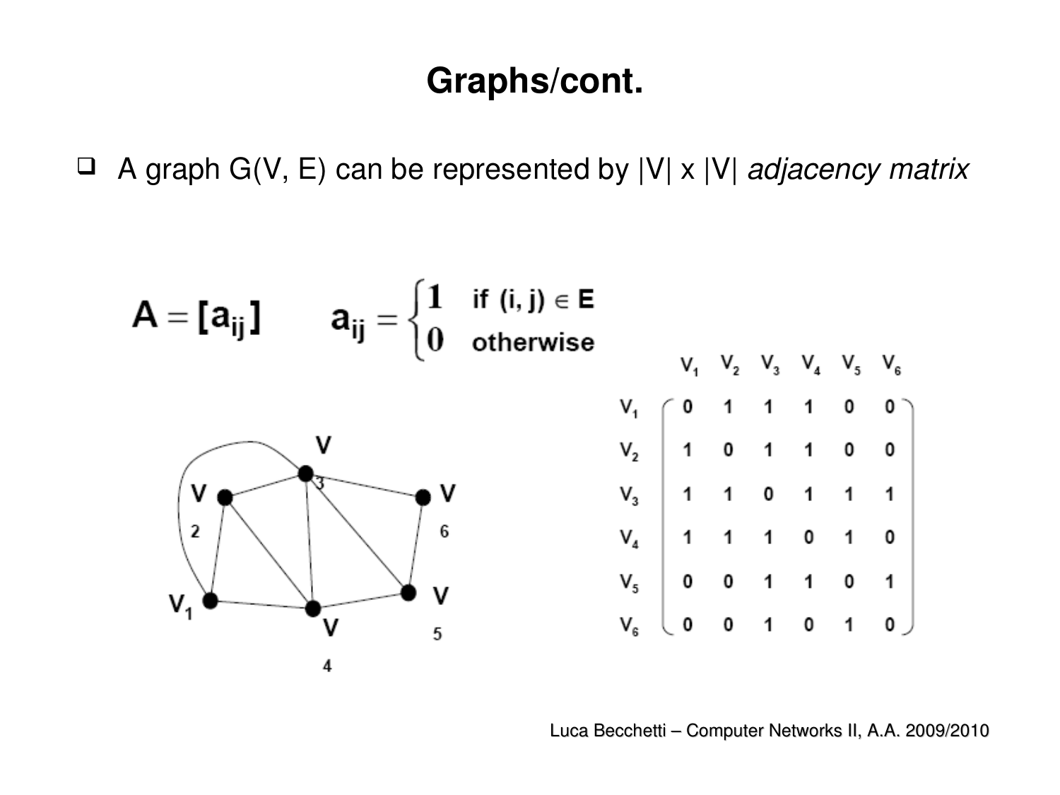# Graphs/cont.

- A graph G(V, E) can be represented by |V| x |V| *adjacency matrix*

$$\mathbf{A} = [\mathbf{a_{ij}}] \qquad \mathbf{a_{ij}} = \begin{cases} 1 & \text{if } (i, j) \in E \\ 0 & \text{otherwise} \end{cases}$$

|  | $V_1$ | $V_2$ | $V_3$ | $V_4$ | $V_5$ | $V_6$ |
|---|---|---|---|---|---|---|
| $V_1$ | 0 | 1 | 1 | 1 | 0 | 0 |
| $V_2$ | 1 | 0 | 1 | 1 | 0 | 0 |
| $V_3$ | 1 | 1 | 0 | 1 | 1 | 1 |
| $V_4$ | 1 | 1 | 1 | 0 | 1 | 0 |
| $V_5$ | 0 | 0 | 1 | 1 | 0 | 1 |
| $V_6$ | 0 | 0 | 1 | 0 | 1 | 0 |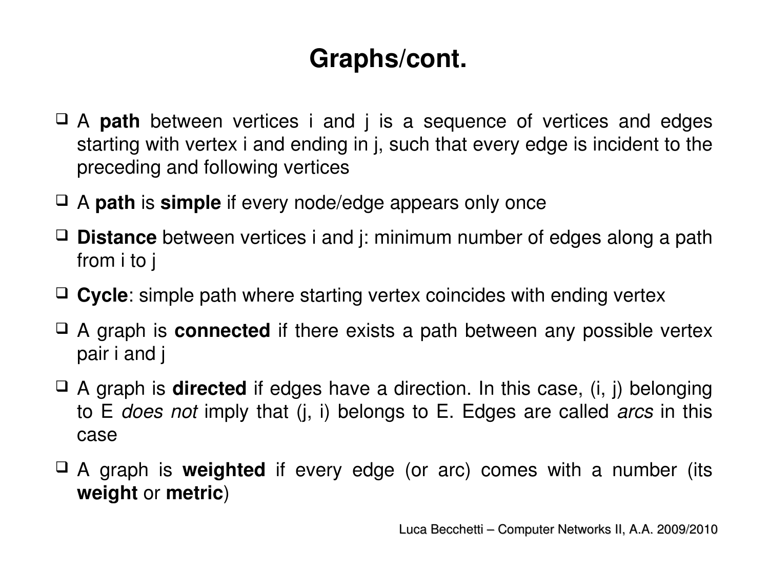# Graphs/cont.

- A **path** between vertices i and j is a sequence of vertices and edges starting with vertex i and ending in j, such that every edge is incident to the preceding and following vertices
- A **path** is **simple** if every node/edge appears only once
- **Distance** between vertices i and j: minimum number of edges along a path from i to j
- **Cycle**: simple path where starting vertex coincides with ending vertex
- A graph is **connected** if there exists a path between any possible vertex pair i and j
- A graph is **directed** if edges have a direction. In this case, (i, j) belonging to E *does not* imply that (j, i) belongs to E. Edges are called *arcs* in this case
- A graph is **weighted** if every edge (or arc) comes with a number (its **weight** or **metric**)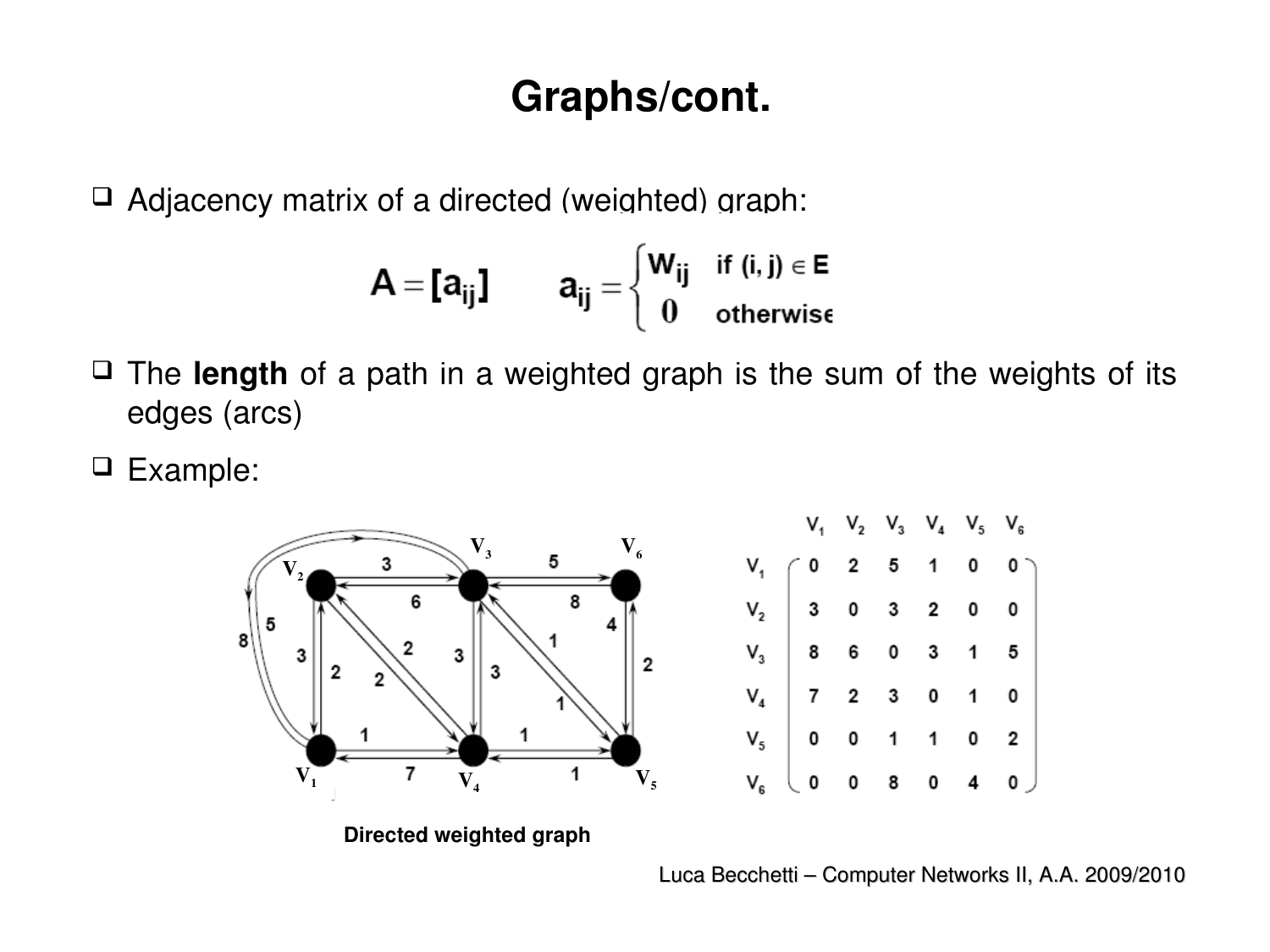# Graphs/cont.

- Adjacency matrix of a directed (weighted) graph:

$$A = [a_{ij}] \qquad a_{ij} = \begin{cases} W_{ij} & \text{if } (i, j) \in E \\ 0 & \text{otherwise} \end{cases}$$

- The **length** of a path in a weighted graph is the sum of the weights of its edges (arcs)
- Example:

Directed weighted graph

|  | $V_1$ | $V_2$ | $V_3$ | $V_4$ | $V_5$ | $V_6$ |
|---|---|---|---|---|---|---|
| $V_1$ | 0 | 2 | 5 | 1 | 0 | 0 |
| $V_2$ | 3 | 0 | 3 | 2 | 0 | 0 |
| $V_3$ | 8 | 6 | 0 | 3 | 1 | 5 |
| $V_4$ | 7 | 2 | 3 | 0 | 1 | 0 |
| $V_5$ | 0 | 0 | 1 | 1 | 0 | 2 |
| $V_6$ | 0 | 0 | 8 | 0 | 4 | 0 |

Luca Becchetti – Computer Networks II, A.A. 2009/2010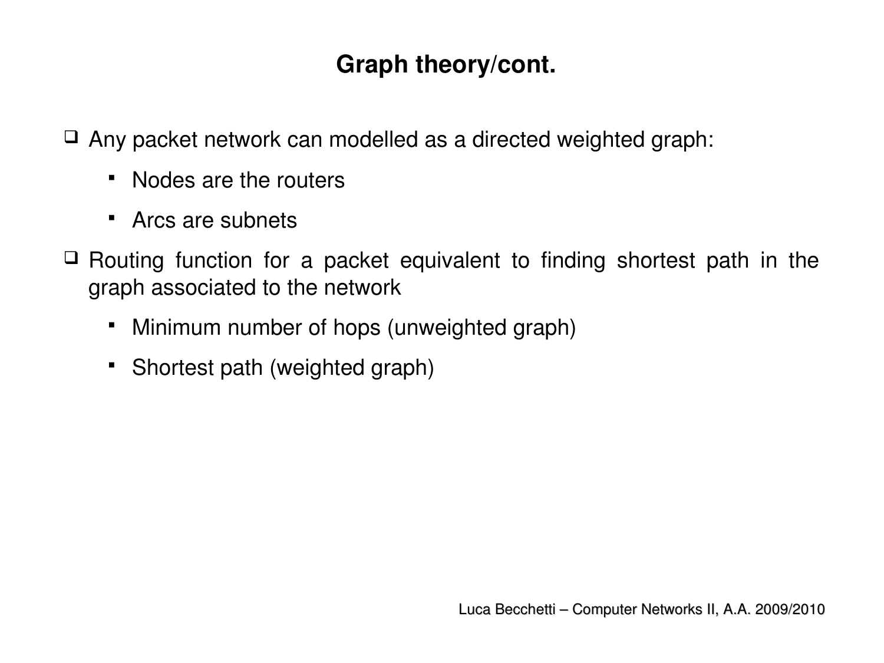# Graph theory/cont.

- Any packet network can modelled as a directed weighted graph:
  - Nodes are the routers
  - Arcs are subnets
- Routing function for a packet equivalent to finding shortest path in the graph associated to the network
  - Minimum number of hops (unweighted graph)
  - Shortest path (weighted graph)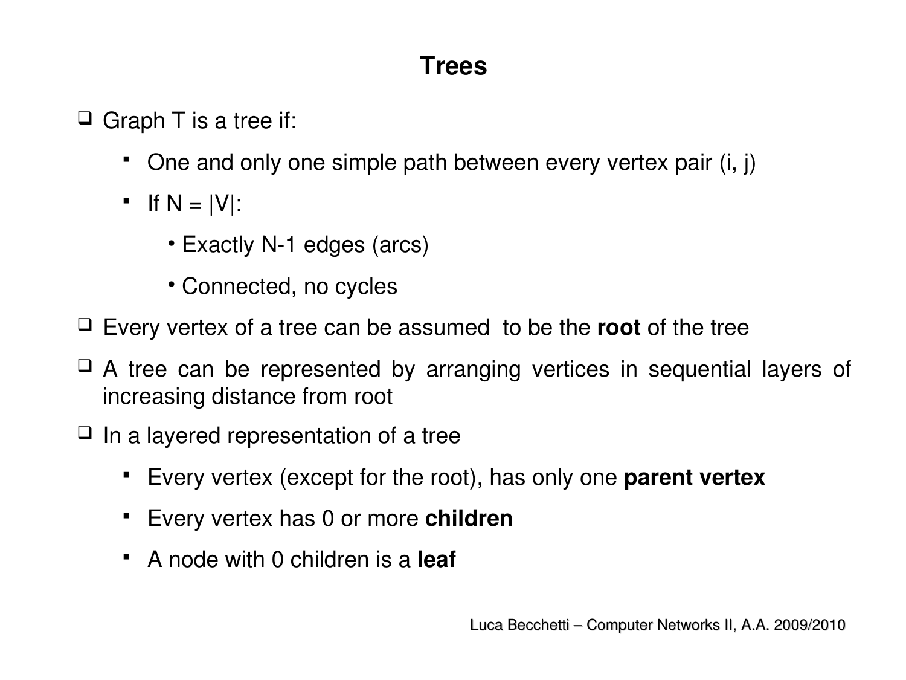# Trees

- Graph T is a tree if:
  - One and only one simple path between every vertex pair (i, j)
  - If N = |V|:
    - Exactly N-1 edges (arcs)
    - Connected, no cycles
- Every vertex of a tree can be assumed to be the **root** of the tree
- A tree can be represented by arranging vertices in sequential layers of increasing distance from root
- In a layered representation of a tree
  - Every vertex (except for the root), has only one **parent vertex**
  - Every vertex has 0 or more **children**
  - A node with 0 children is a **leaf**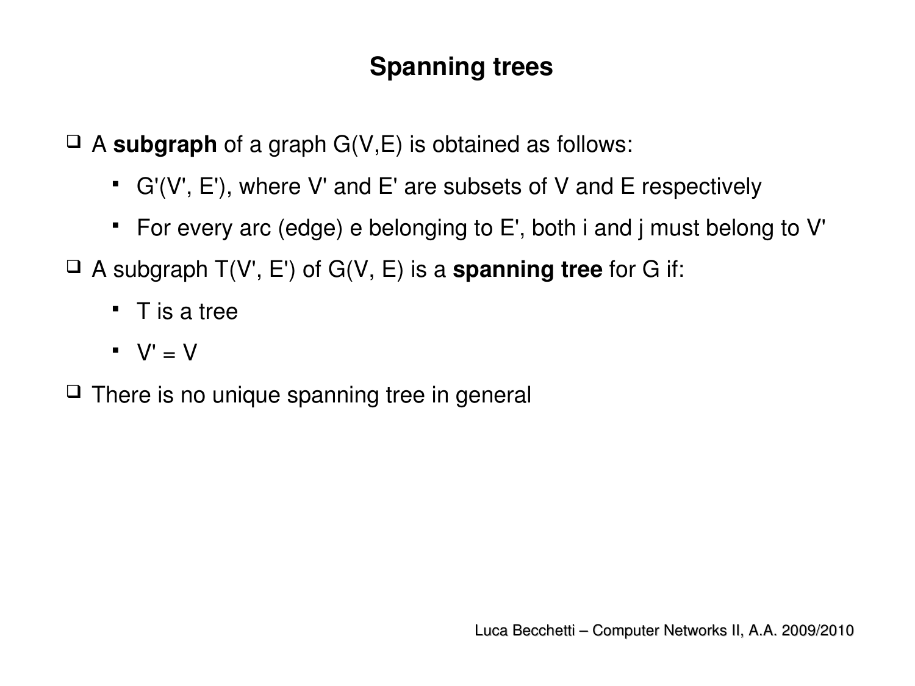# Spanning trees

- A **subgraph** of a graph G(V,E) is obtained as follows:
  - G'(V', E'), where V' and E' are subsets of V and E respectively
  - For every arc (edge) e belonging to E', both i and j must belong to V'
- A subgraph T(V', E') of G(V, E) is a **spanning tree** for G if:
  - T is a tree
  - V' = V
- There is no unique spanning tree in general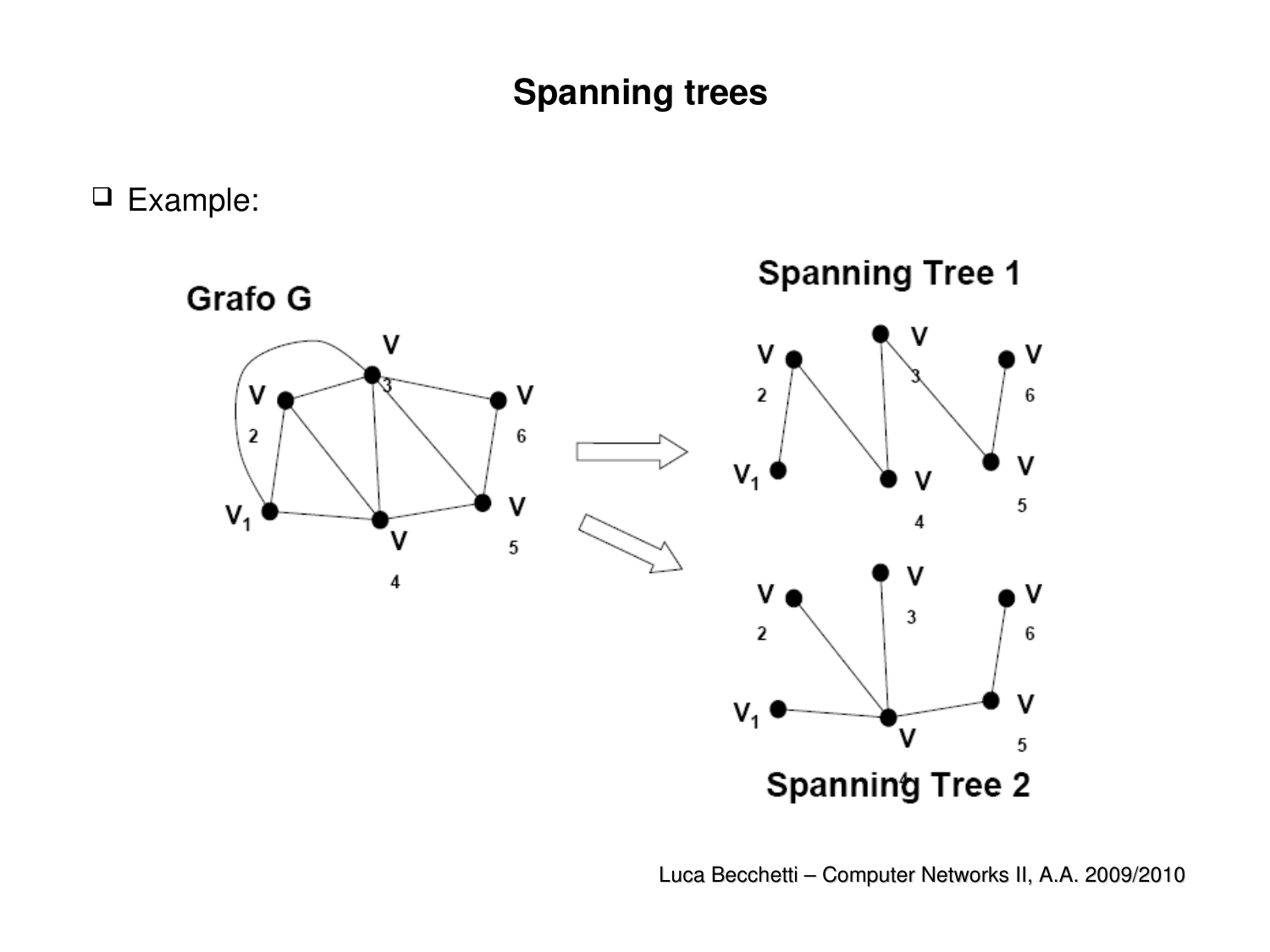# Spanning trees

- Example:

Grafo G

Spanning Tree 1

Spanning Tree 2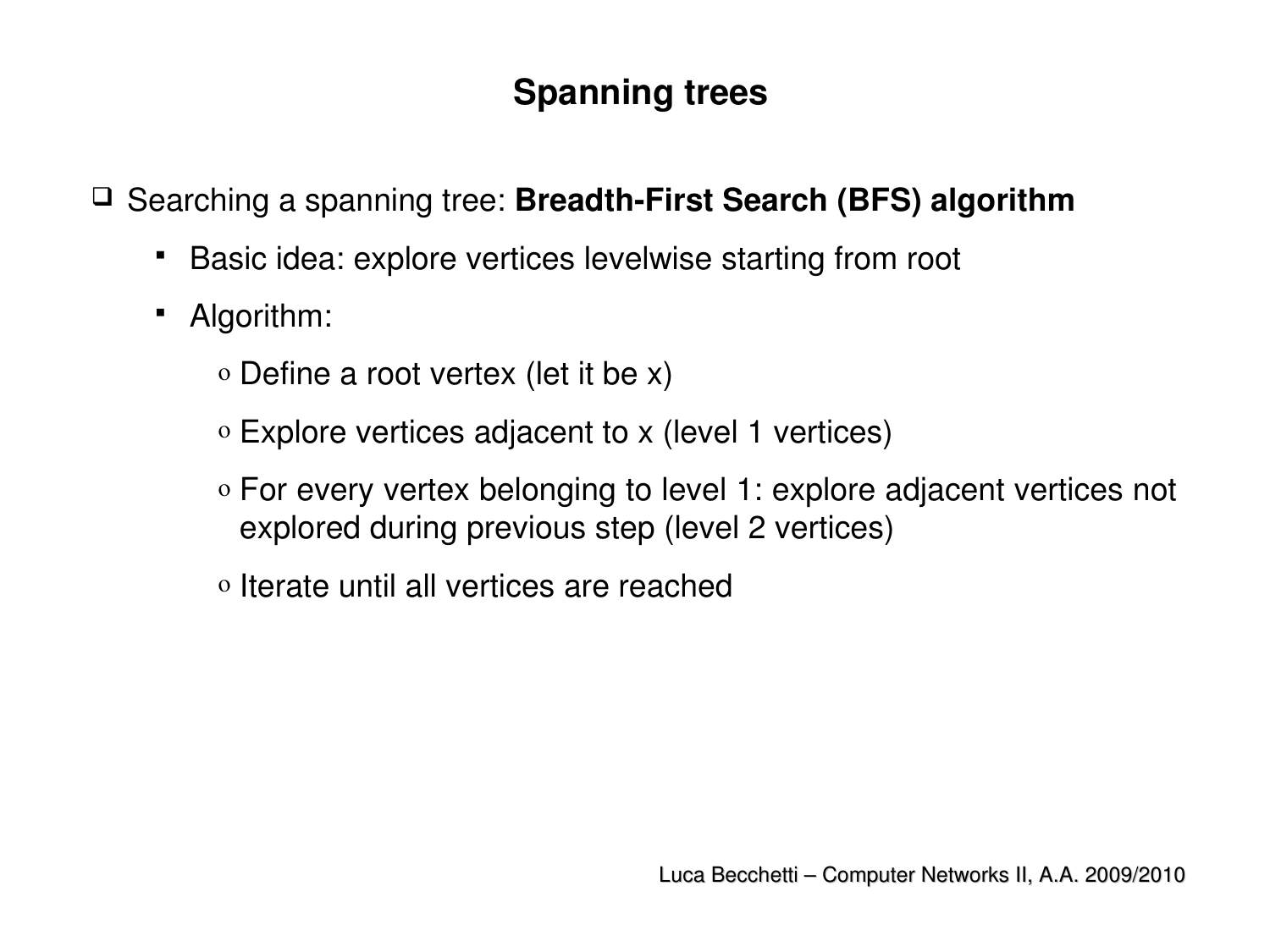# Spanning trees

- Searching a spanning tree: **Breadth-First Search (BFS) algorithm**
  - Basic idea: explore vertices levelwise starting from root
  - Algorithm:
    - Define a root vertex (let it be x)
    - Explore vertices adjacent to x (level 1 vertices)
    - For every vertex belonging to level 1: explore adjacent vertices not explored during previous step (level 2 vertices)
    - Iterate until all vertices are reached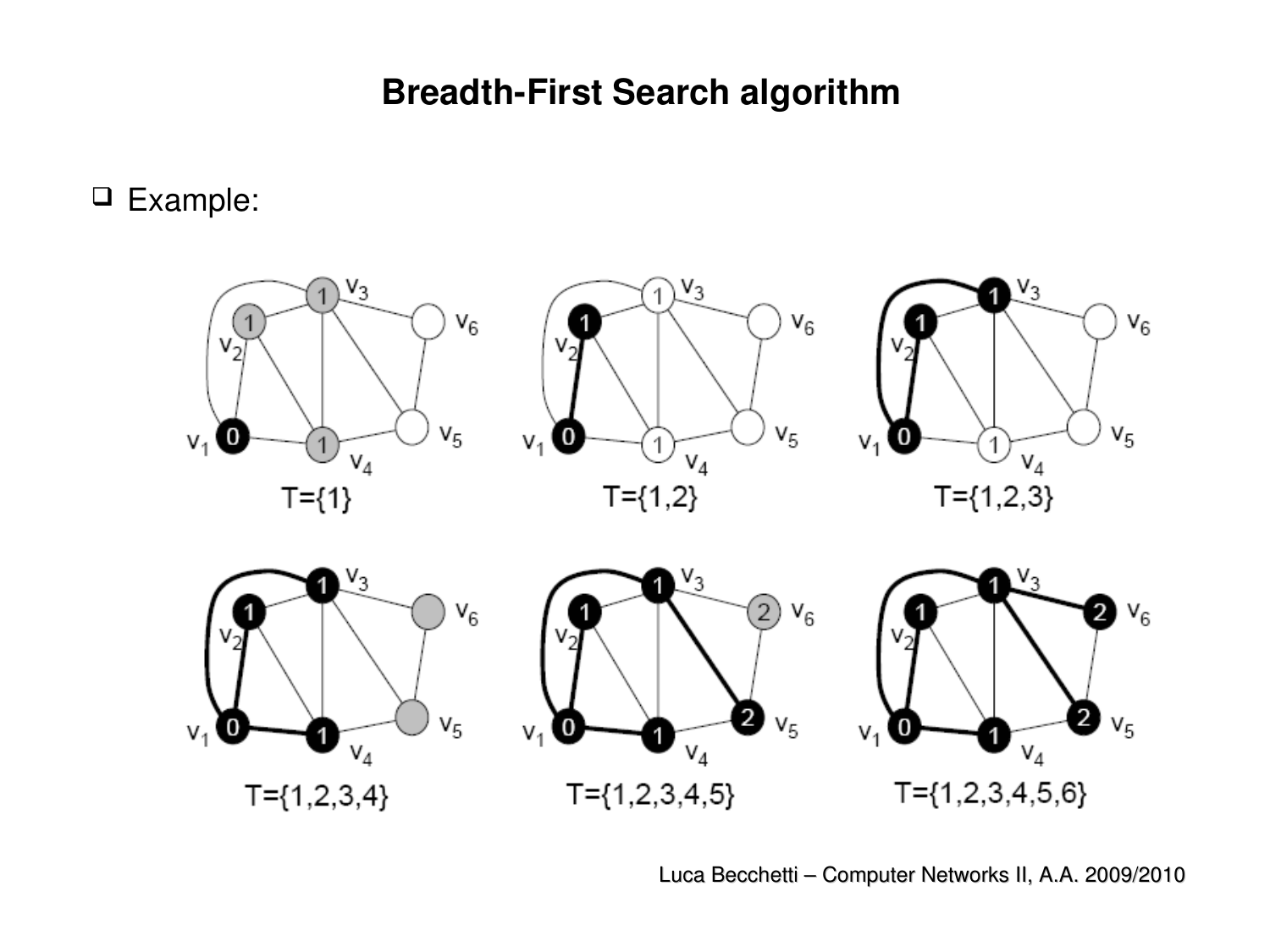## Breadth-First Search algorithm

- Example:

$T=\{1\}$

$T=\{1,2\}$

$T=\{1,2,3\}$

$T=\{1,2,3,4\}$

$T=\{1,2,3,4,5\}$

$T=\{1,2,3,4,5,6\}$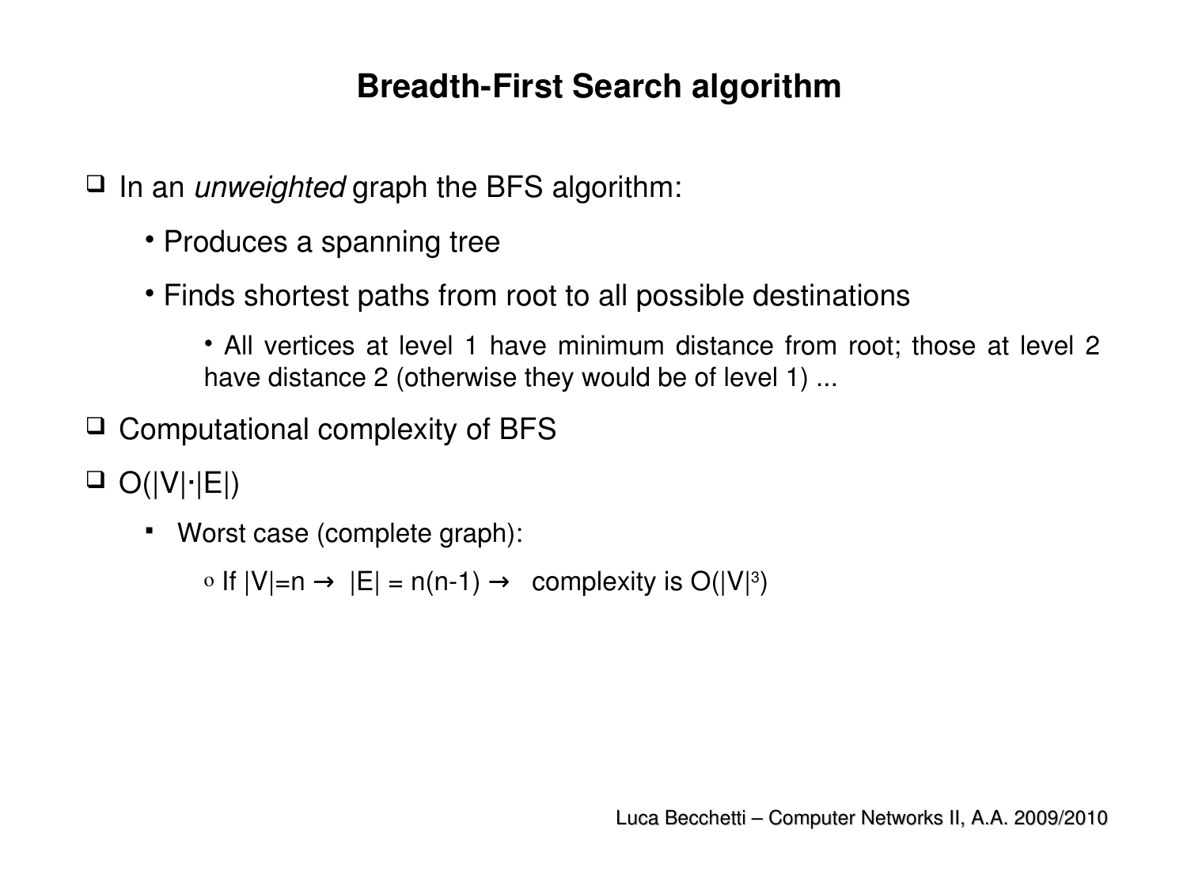# Breadth-First Search algorithm

- In an *unweighted* graph the BFS algorithm:
  - Produces a spanning tree
  - Finds shortest paths from root to all possible destinations
    - All vertices at level 1 have minimum distance from root; those at level 2 have distance 2 (otherwise they would be of level 1) ...
- Computational complexity of BFS
- $O(|V| \cdot |E|)$
  - Worst case (complete graph):
    - If $|V|=n \rightarrow |E| = n(n-1) \rightarrow$ complexity is $O(|V|^3)$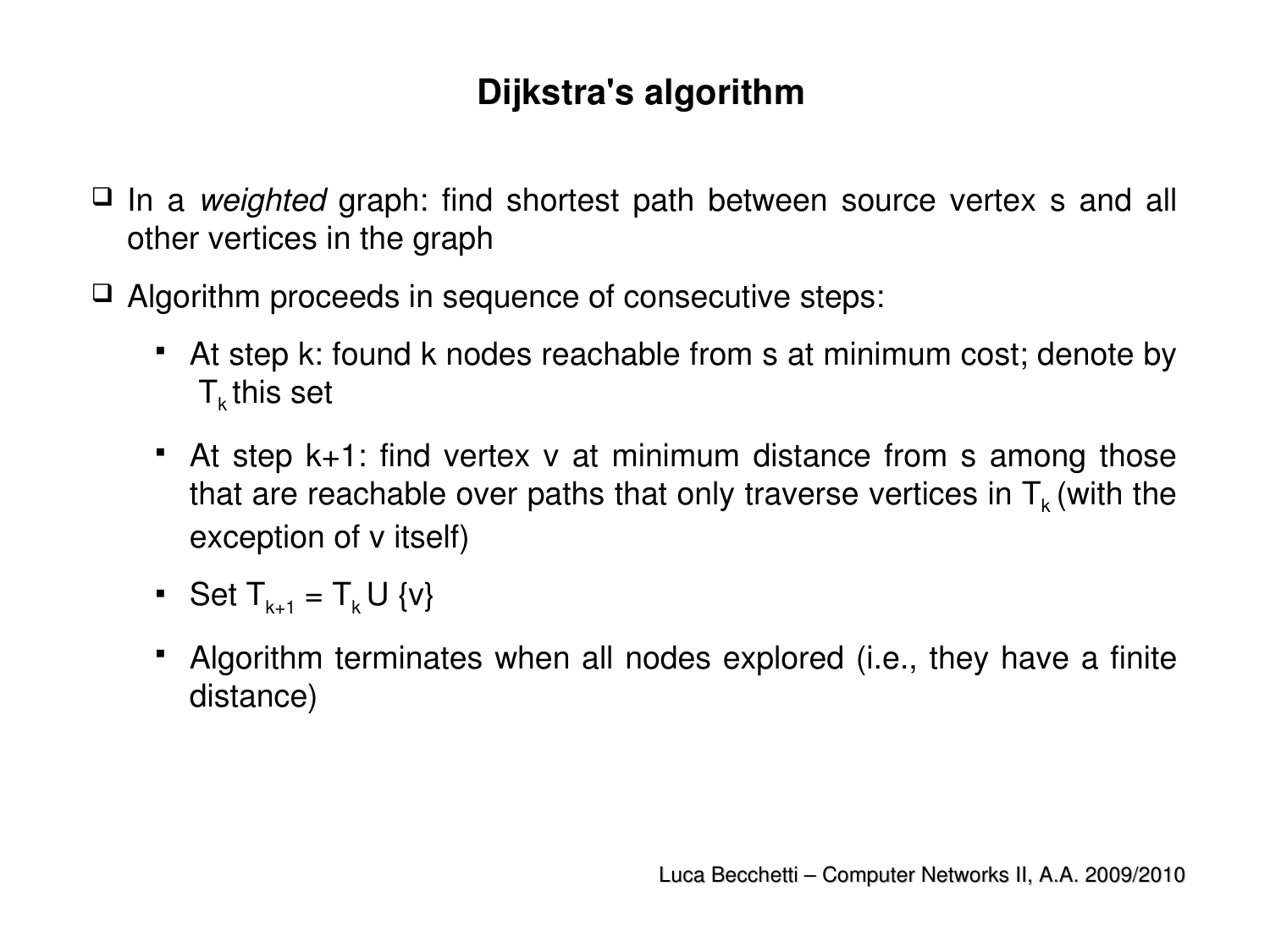# Dijkstra's algorithm

- In a *weighted* graph: find shortest path between source vertex s and all other vertices in the graph
- Algorithm proceeds in sequence of consecutive steps:
  - At step k: found k nodes reachable from s at minimum cost; denote by $T_k$ this set
  - At step k+1: find vertex v at minimum distance from s among those that are reachable over paths that only traverse vertices in $T_k$ (with the exception of v itself)
  - Set $T_{k+1} = T_k \cup \{v\}$
  - Algorithm terminates when all nodes explored (i.e., they have a finite distance)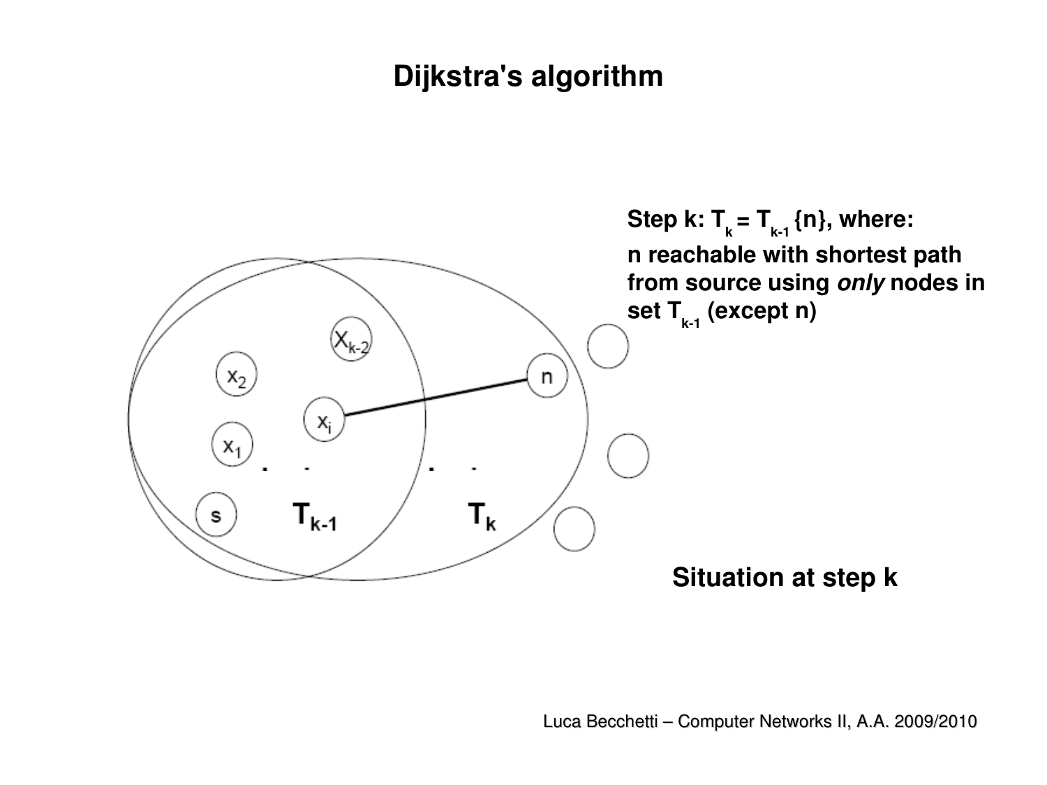# Dijkstra's algorithm

**Step k: $T_k = T_{k-1}$ {n}, where:**
**n reachable with shortest path from source using *only* nodes in set $T_{k-1}$ (except n)**

**Situation at step k**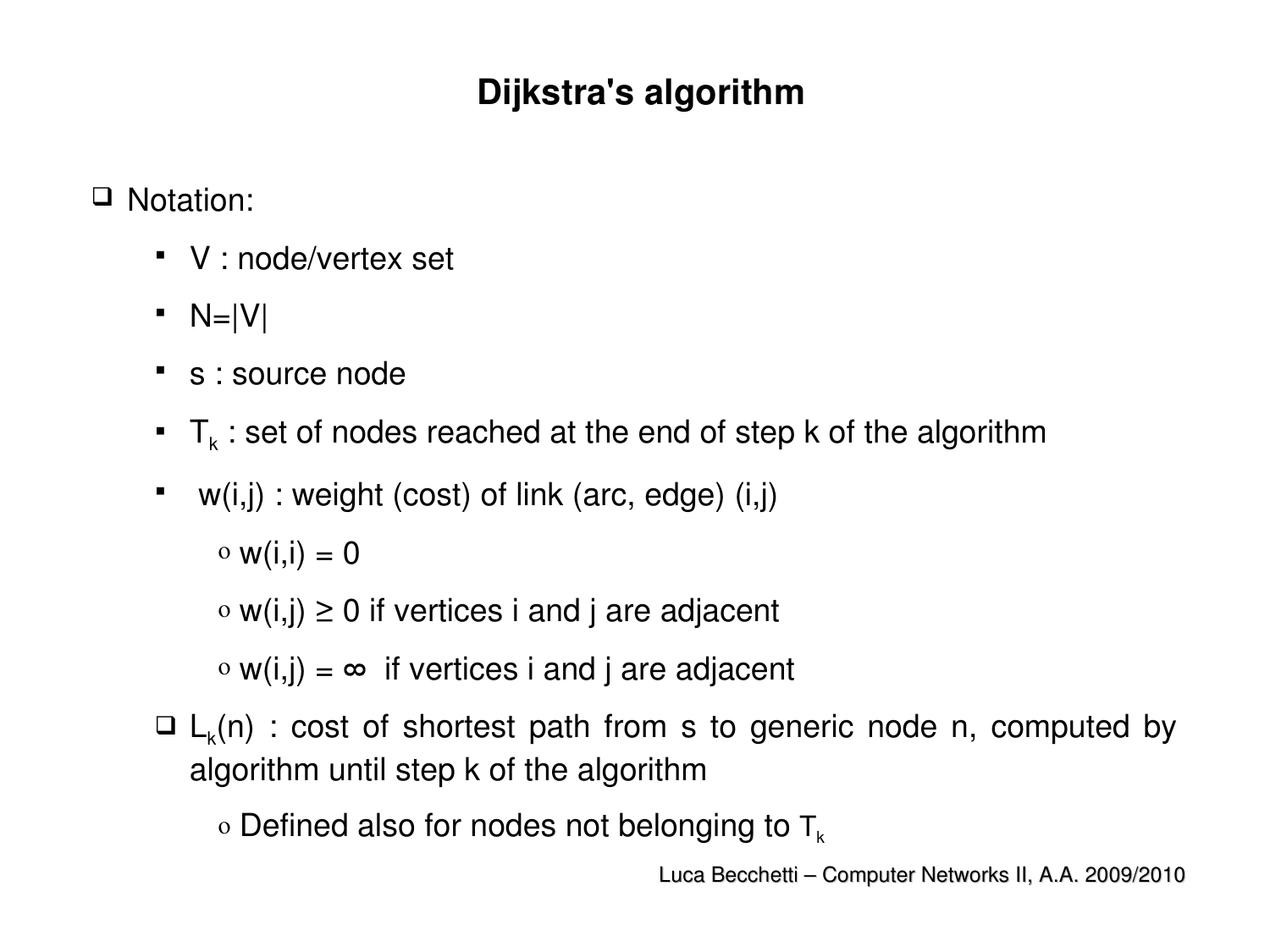# Dijkstra's algorithm

- Notation:
  - V : node/vertex set
  - $N=|V|$
  - s : source node
  - $T_k$ : set of nodes reached at the end of step k of the algorithm
  - $w(i,j)$ : weight (cost) of link (arc, edge) (i,j)
    - $w(i,i) = 0$
    - $w(i,j) \geq 0$ if vertices i and j are adjacent
    - $w(i,j) = \infty$ if vertices i and j are adjacent
  - $L_k(n)$ : cost of shortest path from s to generic node n, computed by algorithm until step k of the algorithm
    - Defined also for nodes not belonging to $T_k$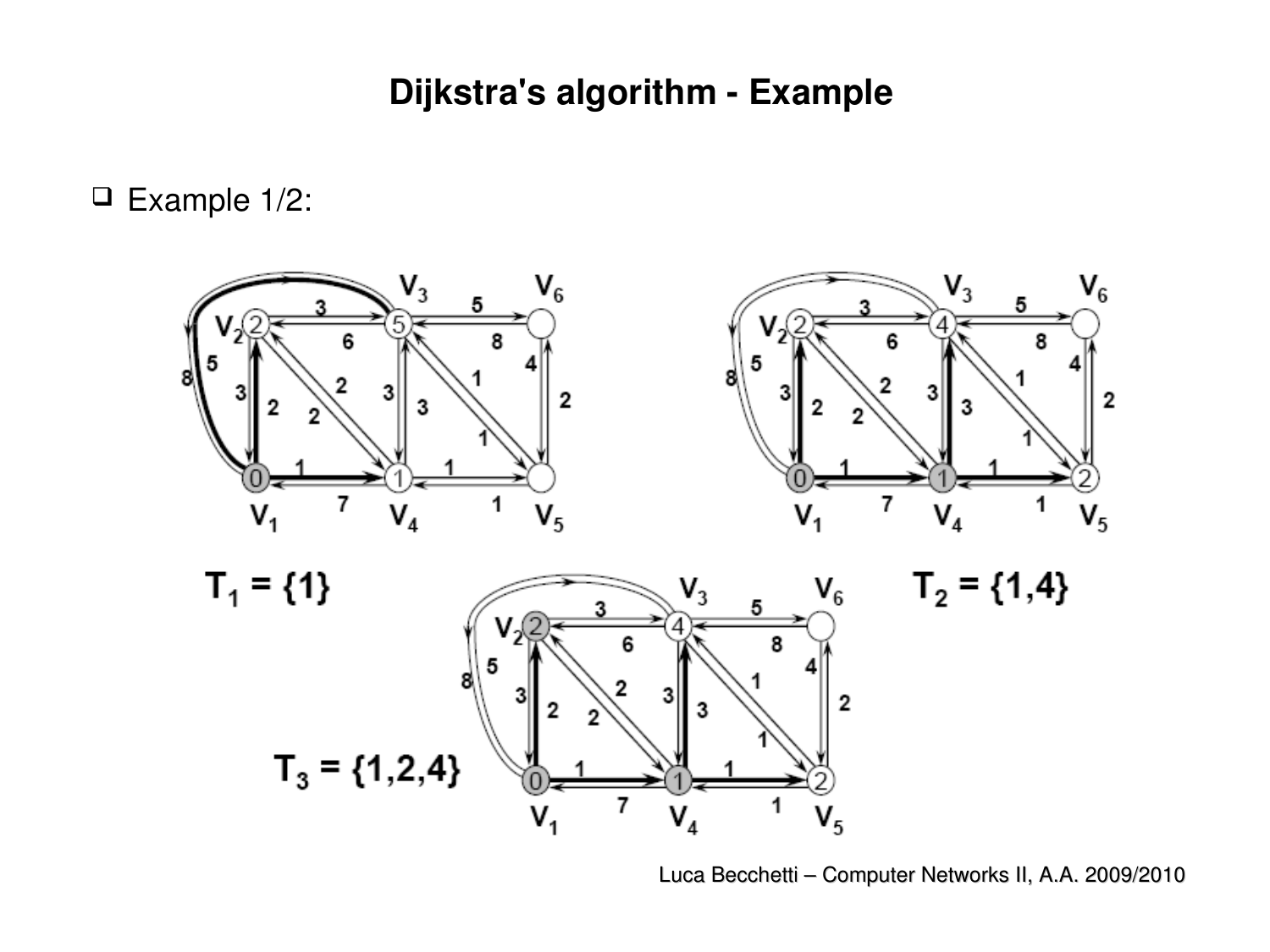# Dijkstra's algorithm - Example

- Example 1/2:

$T_1 = \{1\}$

$T_2 = \{1,4\}$

$T_3 = \{1,2,4\}$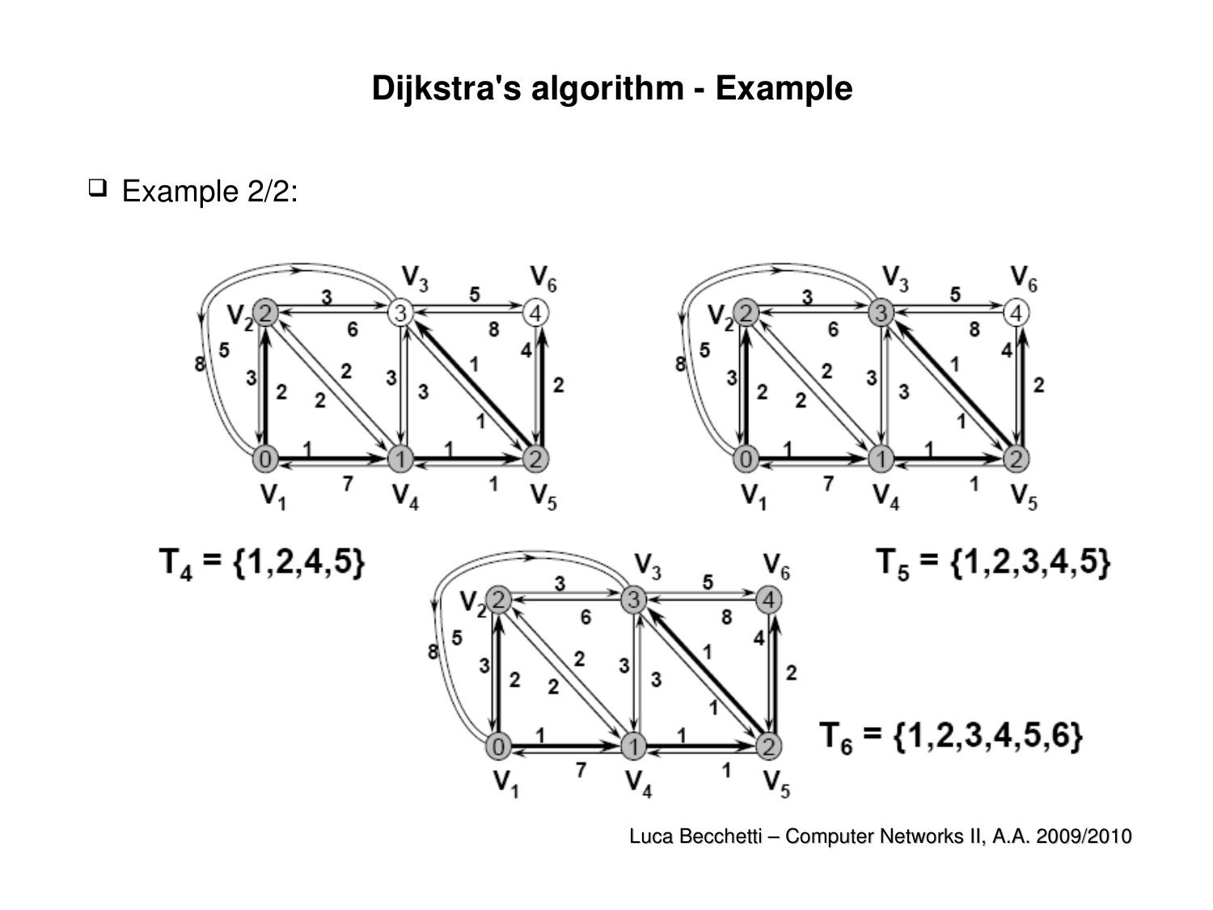# Dijkstra's algorithm - Example

- Example 2/2:

$T_4 = \{1,2,4,5\}$

$T_5 = \{1,2,3,4,5\}$

$T_6 = \{1,2,3,4,5,6\}$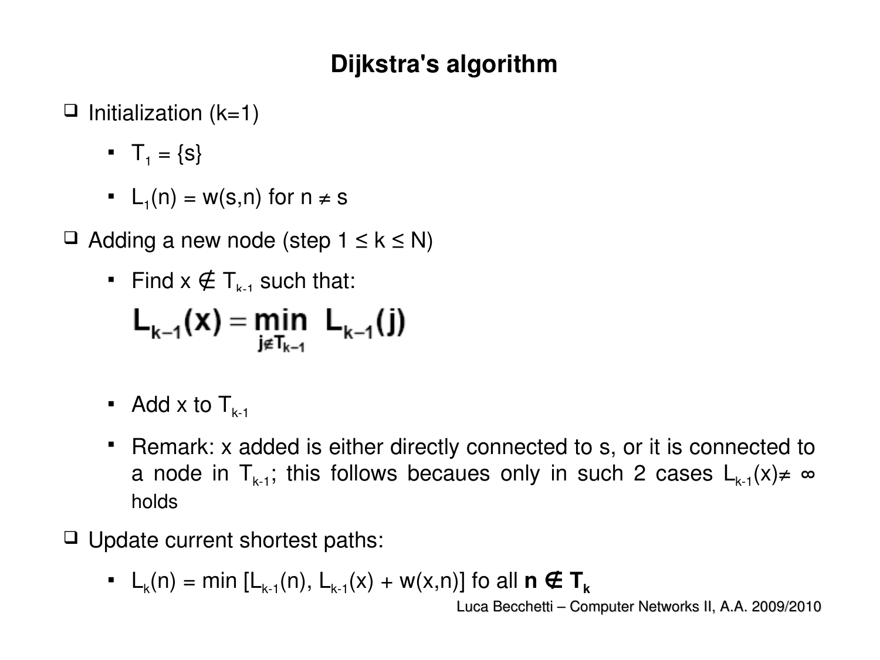# Dijkstra's algorithm

- Initialization (k=1)
  - $T_1 = \{s\}$
  - $L_1(n) = w(s,n)$ for $n \neq s$
- Adding a new node (step $1 \leq k \leq N$)
  - Find $x \notin T_{k-1}$ such that:

    $$\mathbf{L_{k-1}(x) = \min_{j \notin T_{k-1}} L_{k-1}(j)}$$

  - Add x to $T_{k-1}$
  - Remark: x added is either directly connected to s, or it is connected to a node in $T_{k-1}$; this follows becaues only in such 2 cases $L_{k-1}(x) \neq \infty$ holds
- Update current shortest paths:
  - $L_k(n) = \min [L_{k-1}(n), L_{k-1}(x) + w(x,n)]$ fo all $\mathbf{n \notin T_k}$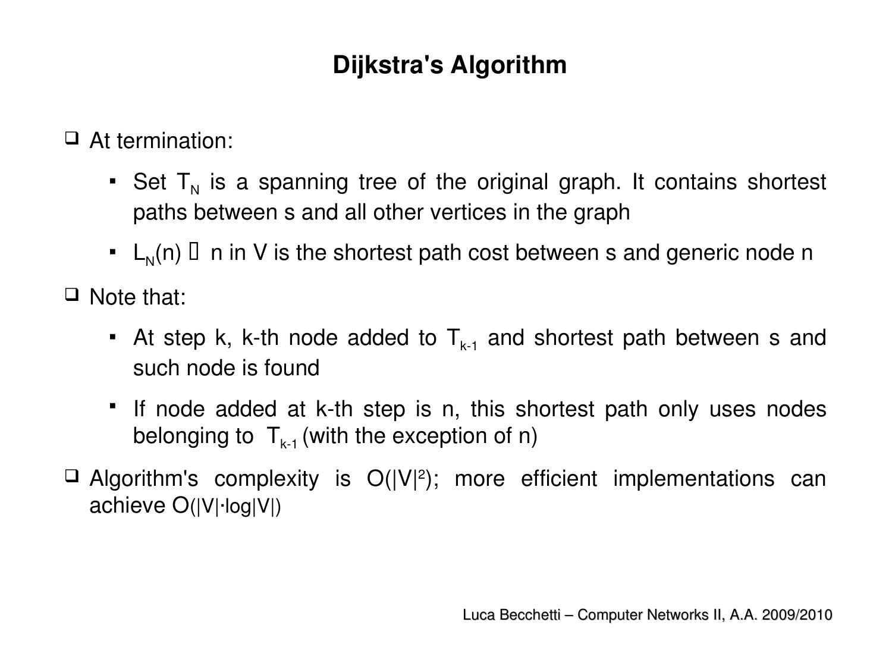# Dijkstra's Algorithm

- At termination:
  - Set $T_N$ is a spanning tree of the original graph. It contains shortest paths between s and all other vertices in the graph
  - $L_N(n)$ $\forall$ n in V is the shortest path cost between s and generic node n
- Note that:
  - At step k, k-th node added to $T_{k-1}$ and shortest path between s and such node is found
  - If node added at k-th step is n, this shortest path only uses nodes belonging to $T_{k-1}$ (with the exception of n)
- Algorithm's complexity is $O(|V|^2)$; more efficient implementations can achieve $O(|V| \cdot \log|V|)$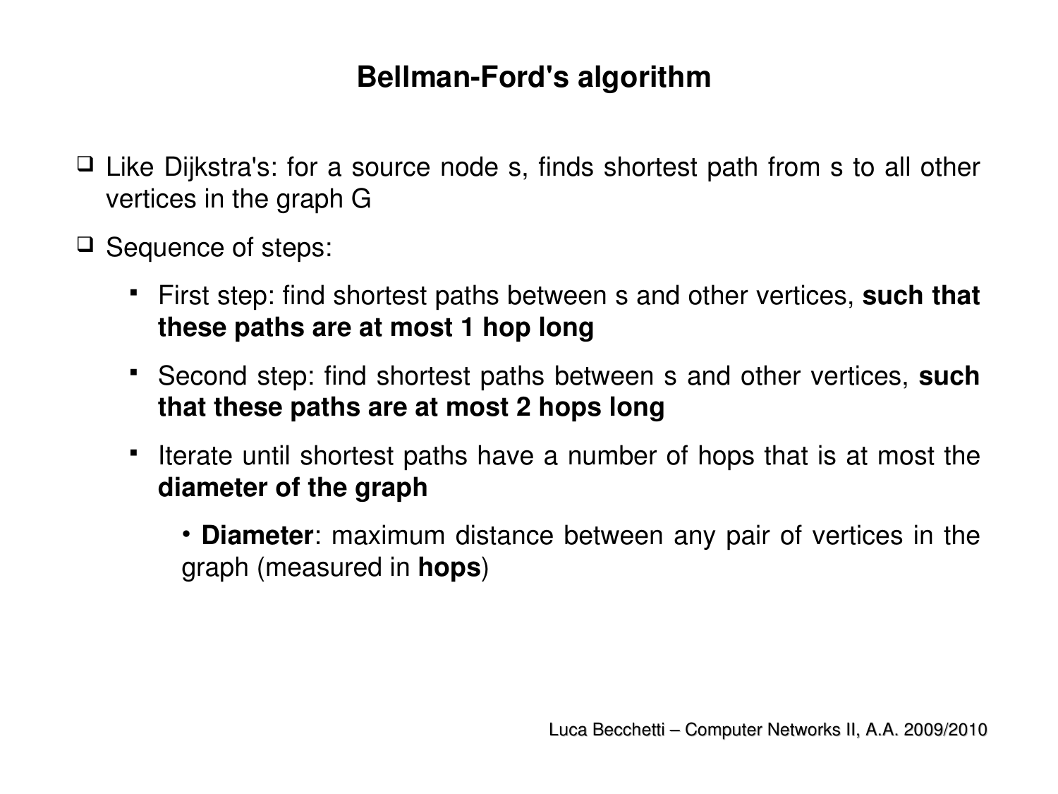# Bellman-Ford's algorithm

- Like Dijkstra's: for a source node s, finds shortest path from s to all other vertices in the graph G
- Sequence of steps:
  - First step: find shortest paths between s and other vertices, **such that these paths are at most 1 hop long**
  - Second step: find shortest paths between s and other vertices, **such that these paths are at most 2 hops long**
  - Iterate until shortest paths have a number of hops that is at most the **diameter of the graph**
    - **Diameter**: maximum distance between any pair of vertices in the graph (measured in **hops**)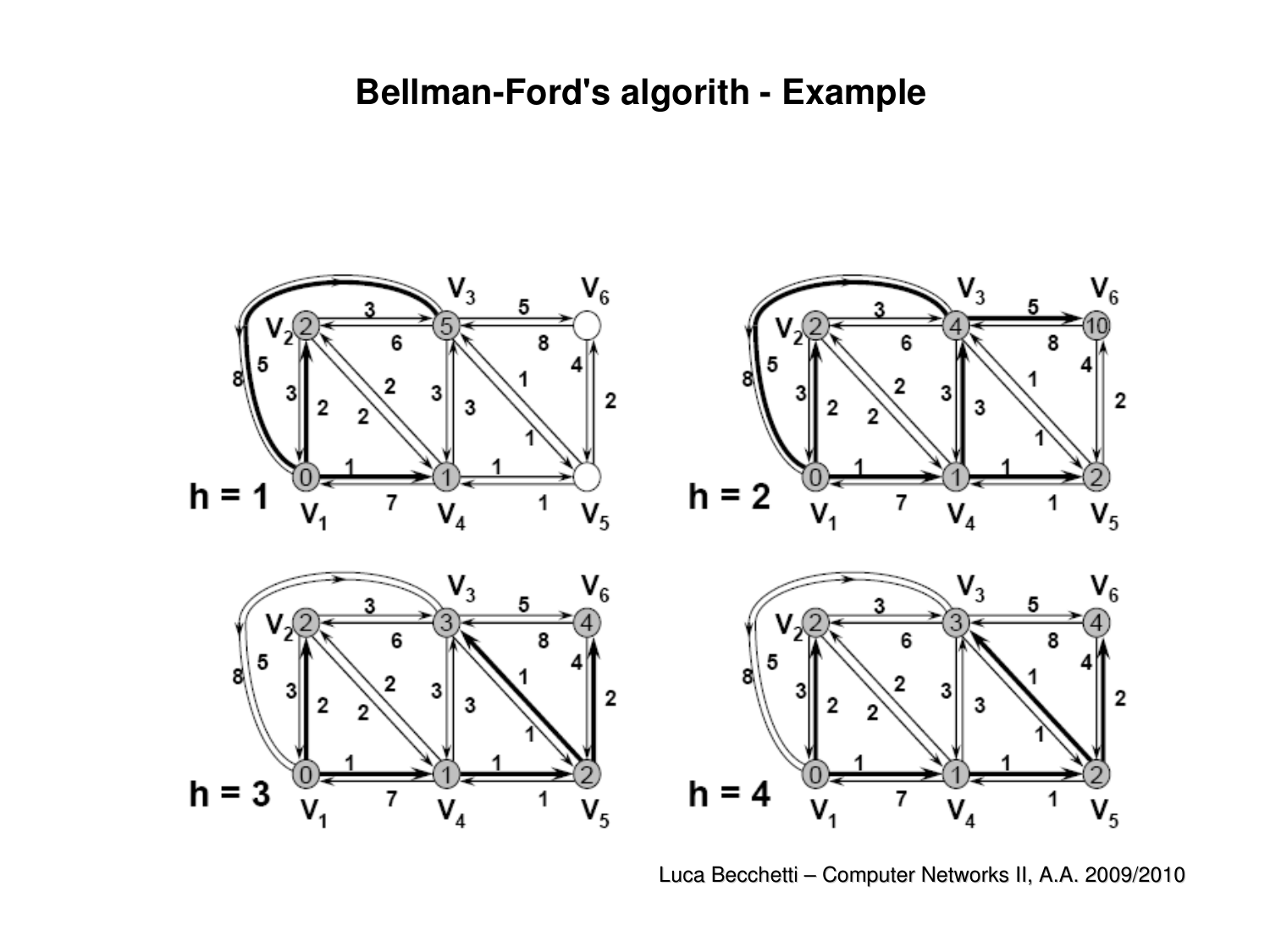# Bellman-Ford's algorith - Example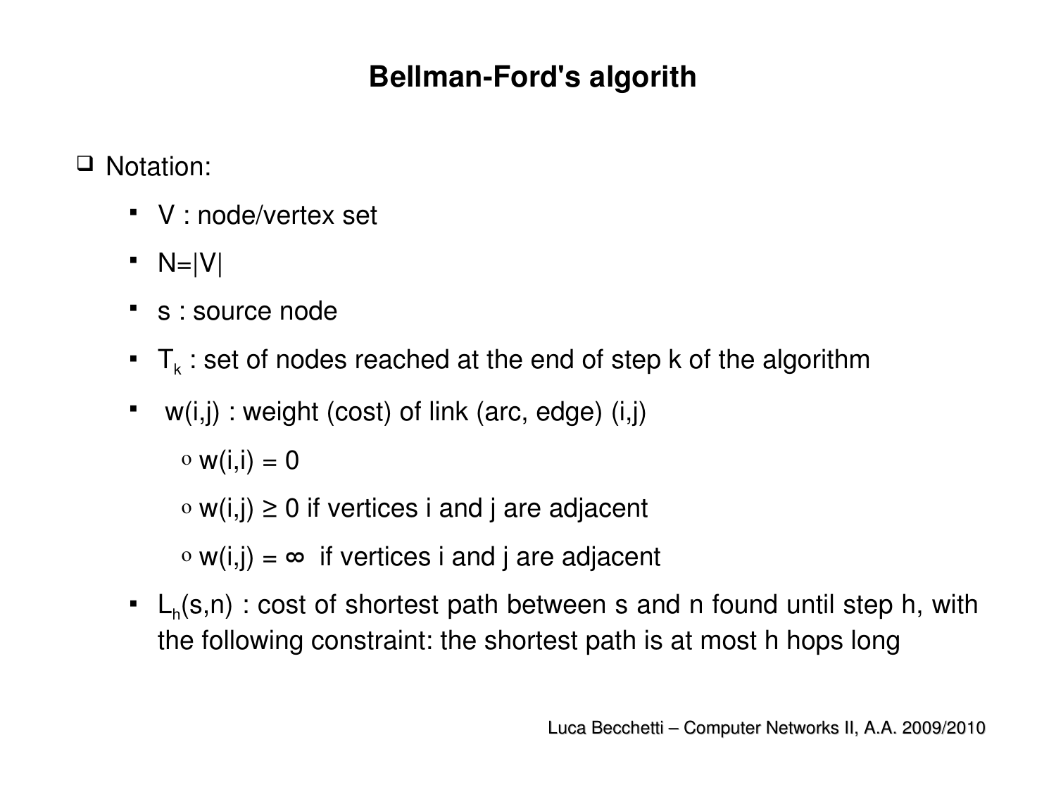# Bellman-Ford's algorith

- Notation:
  - V : node/vertex set
  - N=|V|
  - s : source node
  - $T_k$ : set of nodes reached at the end of step k of the algorithm
  - w(i,j) : weight (cost) of link (arc, edge) (i,j)
    - w(i,i) = 0
    - w(i,j) ≥ 0 if vertices i and j are adjacent
    - w(i,j) = ∞ if vertices i and j are adjacent
  - $L_h(s,n)$ : cost of shortest path between s and n found until step h, with the following constraint: the shortest path is at most h hops long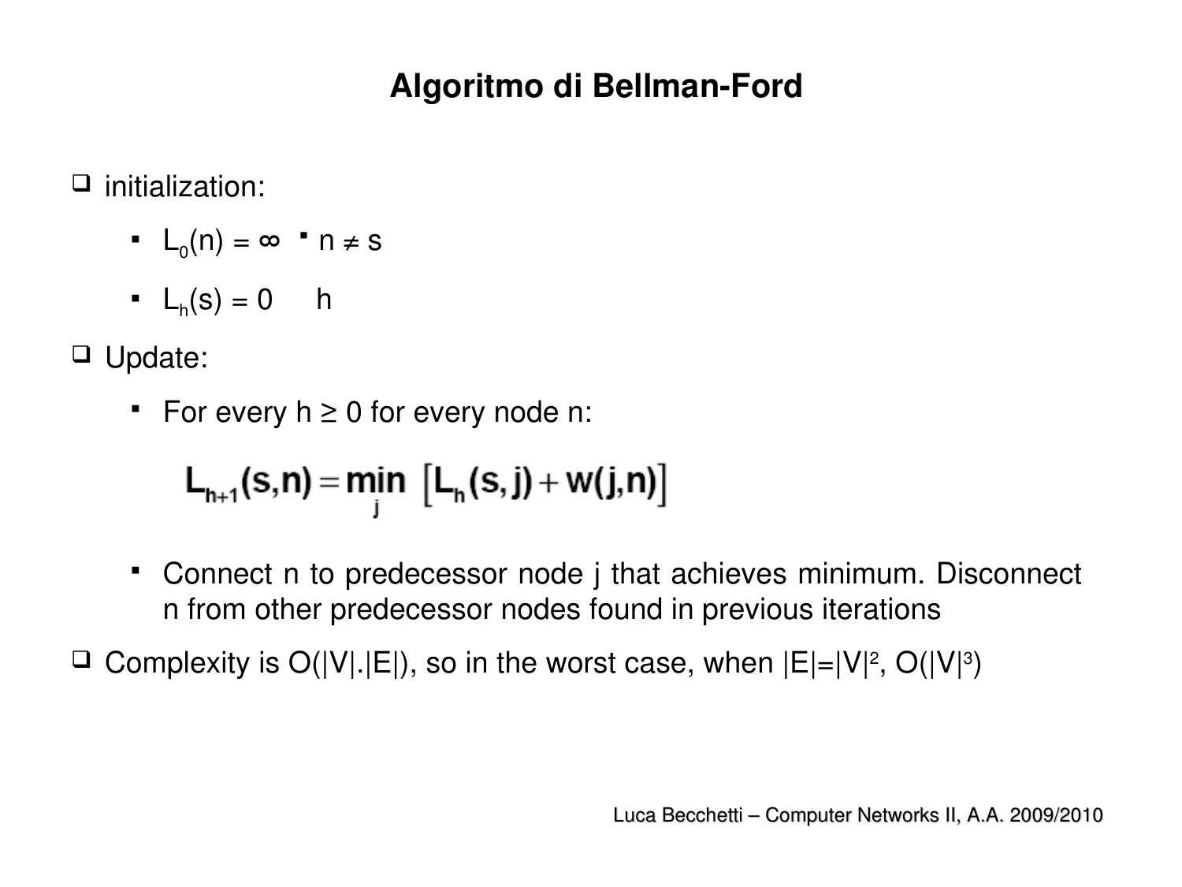# Algoritmo di Bellman-Ford

- initialization:
  - $L_0(n) = \infty$ ▪ $n \neq s$
  - $L_h(s) = 0$ h
- Update:
  - For every $h \geq 0$ for every node n:

$$L_{h+1}(s,n) = \min_j \left[ L_h(s,j) + w(j,n) \right]$$

  - Connect n to predecessor node j that achieves minimum. Disconnect n from other predecessor nodes found in previous iterations
- Complexity is $O(|V|.|E|)$, so in the worst case, when $|E|=|V|^2$, $O(|V|^3)$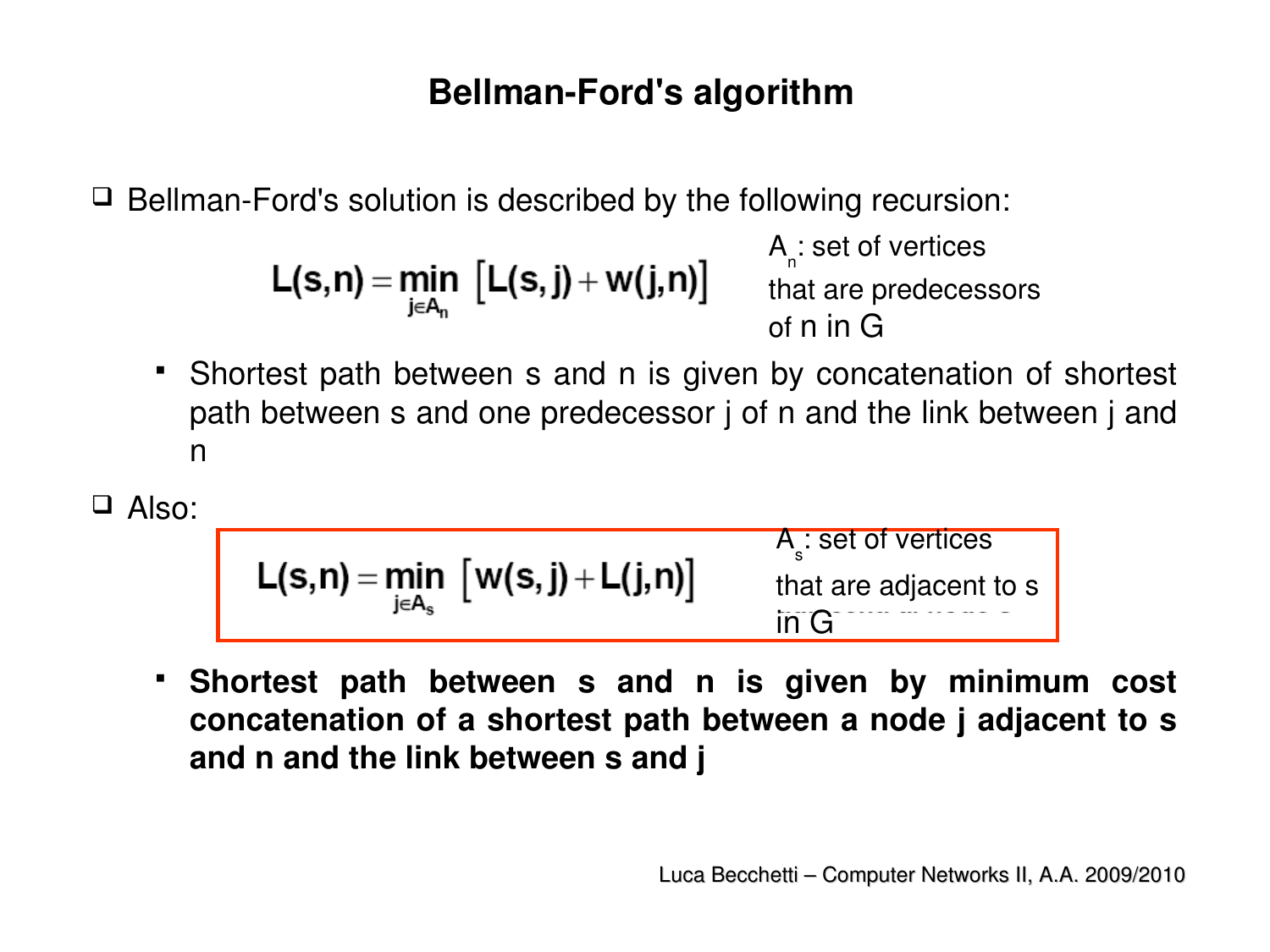# Bellman-Ford's algorithm

- Bellman-Ford's solution is described by the following recursion:

$$L(s,n) = \min_{j \in A_n} \left[ L(s,j) + w(j,n) \right]$$

$A_n$: set of vertices that are predecessors of n in G

  - Shortest path between s and n is given by concatenation of shortest path between s and one predecessor j of n and the link between j and n

- Also:

$$L(s,n) = \min_{j \in A_s} \left[ w(s,j) + L(j,n) \right]$$

$A_s$: set of vertices that are adjacent to s in G

  - **Shortest path between s and n is given by minimum cost concatenation of a shortest path between a node j adjacent to s and n and the link between s and j**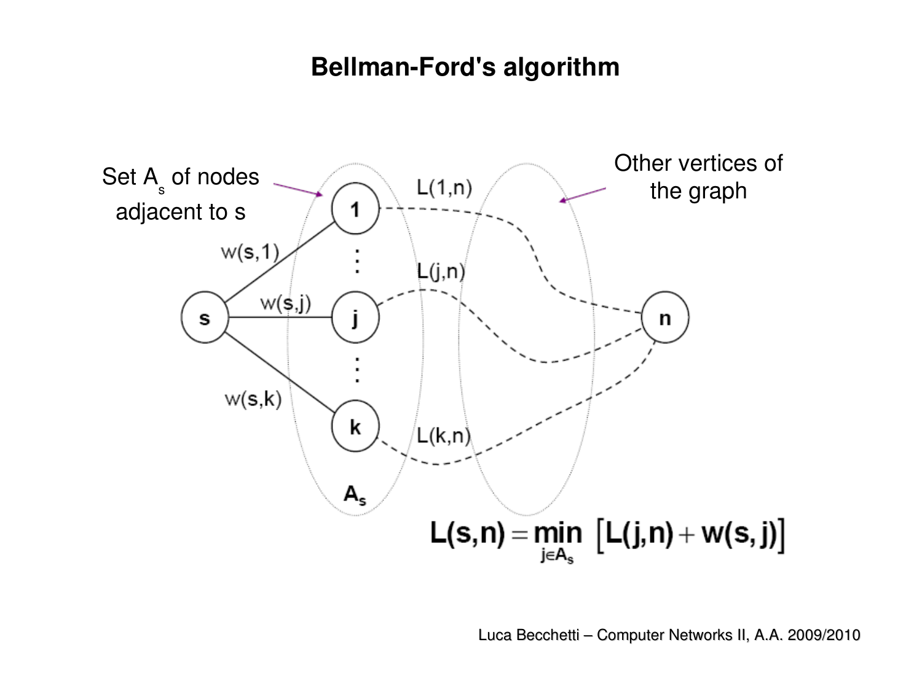# Bellman-Ford's algorithm

Set $A_s$ of nodes adjacent to s

Other vertices of the graph

$$L(s,n) = \min_{j \in A_s} \left[ L(j,n) + w(s,j) \right]$$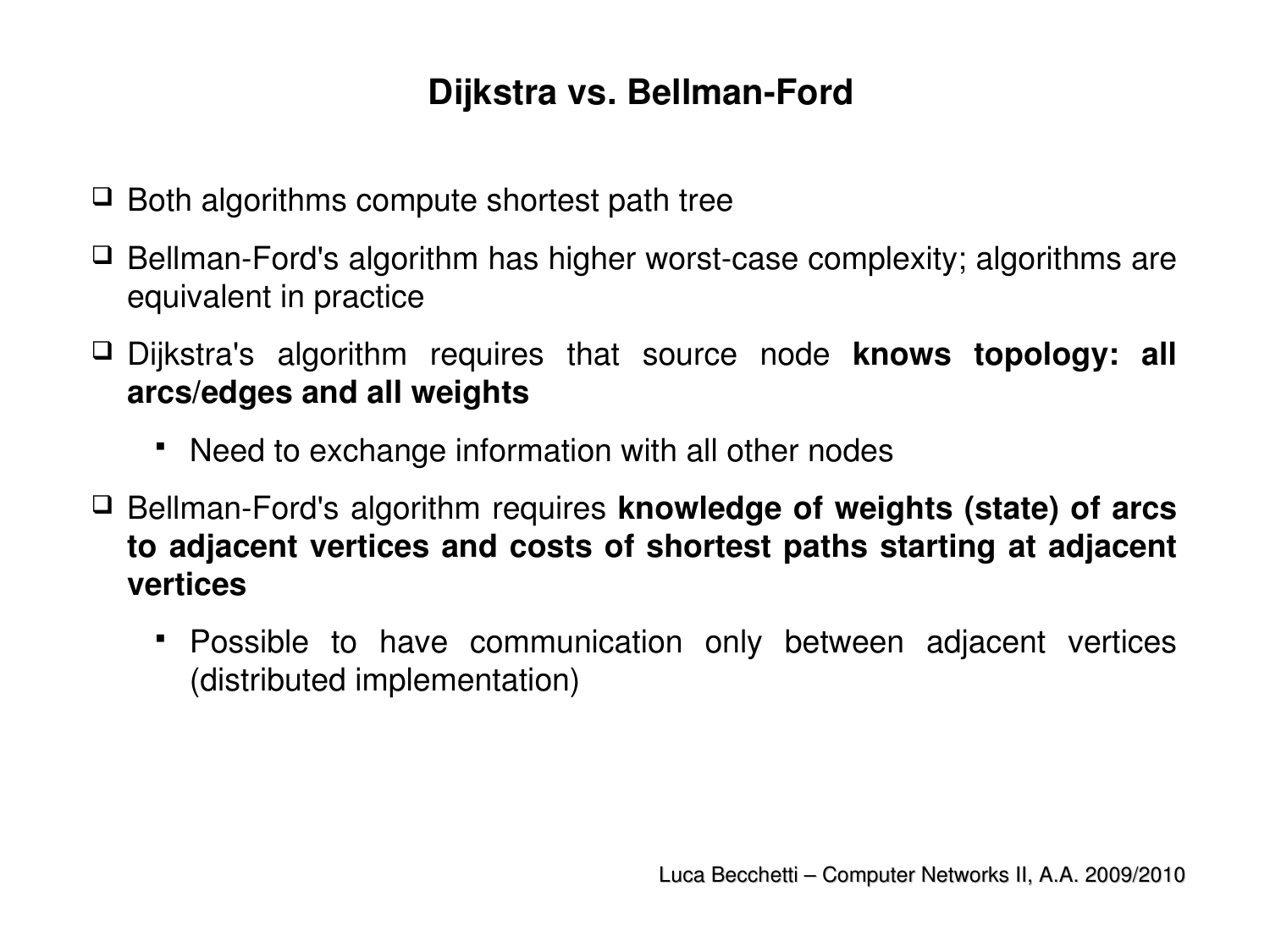# Dijkstra vs. Bellman-Ford

- Both algorithms compute shortest path tree
- Bellman-Ford's algorithm has higher worst-case complexity; algorithms are equivalent in practice
- Dijkstra's algorithm requires that source node **knows topology: all arcs/edges and all weights**
  - Need to exchange information with all other nodes
- Bellman-Ford's algorithm requires **knowledge of weights (state) of arcs to adjacent vertices and costs of shortest paths starting at adjacent vertices**
  - Possible to have communication only between adjacent vertices (distributed implementation)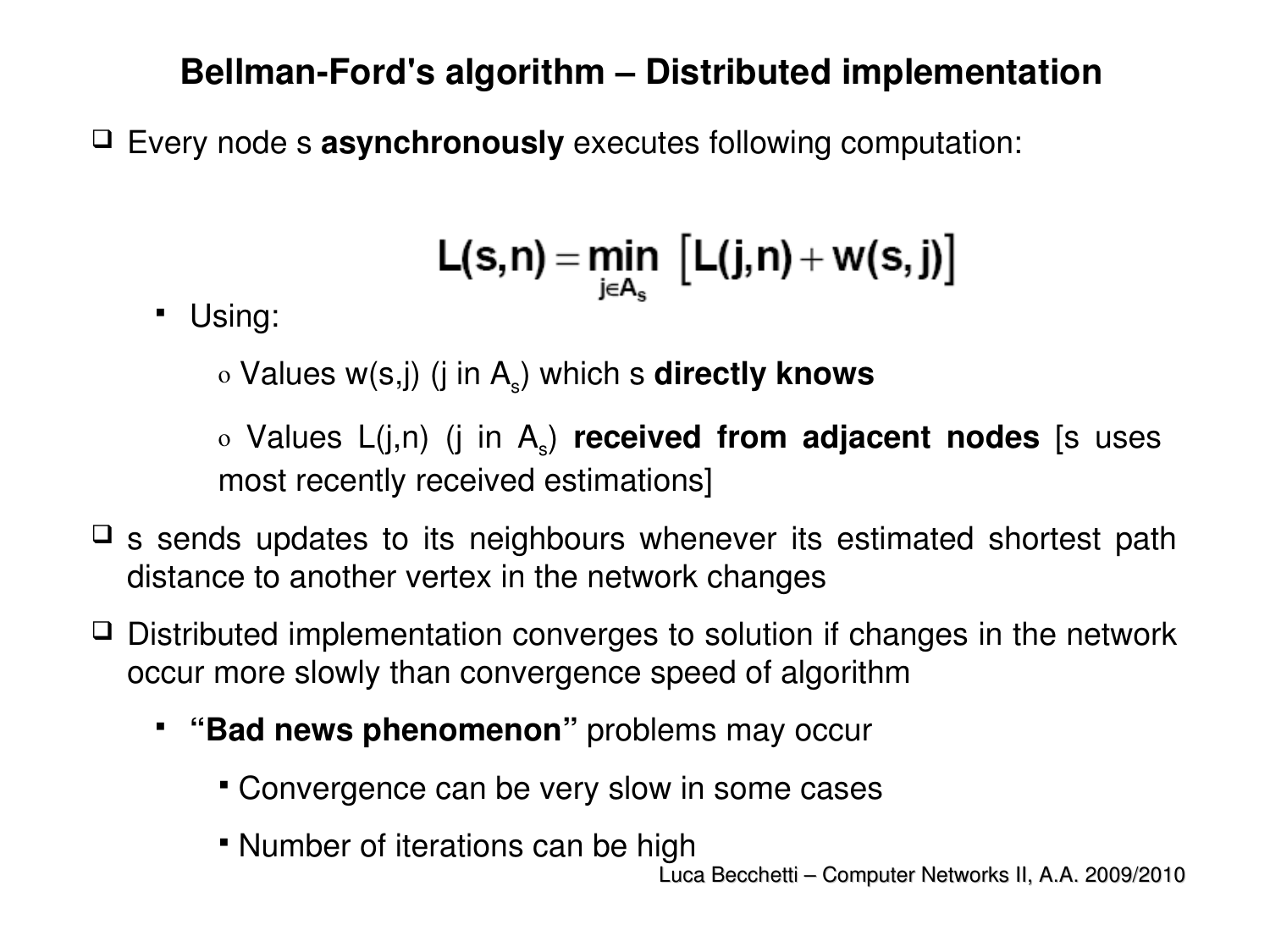# Bellman-Ford's algorithm – Distributed implementation

- Every node s **asynchronously** executes following computation:

$$L(s,n) = \min_{j \in A_s} \left[ L(j,n) + w(s,j) \right]$$

  - Using:
    - Values w(s,j) (j in $A_s$) which s **directly knows**
    - Values L(j,n) (j in $A_s$) **received from adjacent nodes** [s uses most recently received estimations]

- s sends updates to its neighbours whenever its estimated shortest path distance to another vertex in the network changes

- Distributed implementation converges to solution if changes in the network occur more slowly than convergence speed of algorithm
  - **"Bad news phenomenon"** problems may occur
    - Convergence can be very slow in some cases
    - Number of iterations can be high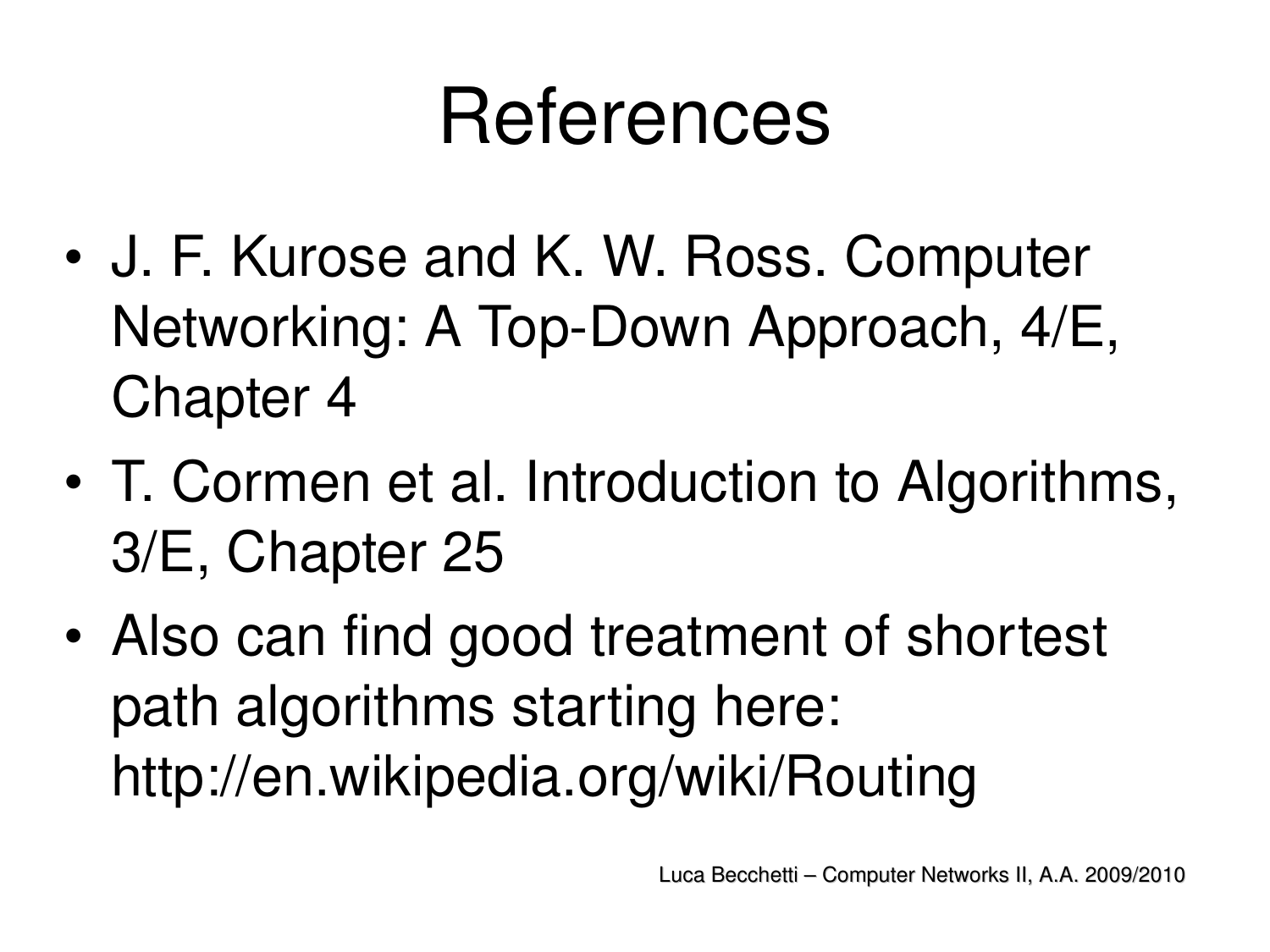# References

- J. F. Kurose and K. W. Ross. Computer Networking: A Top-Down Approach, 4/E, Chapter 4
- T. Cormen et al. Introduction to Algorithms, 3/E, Chapter 25
- Also can find good treatment of shortest path algorithms starting here: http://en.wikipedia.org/wiki/Routing